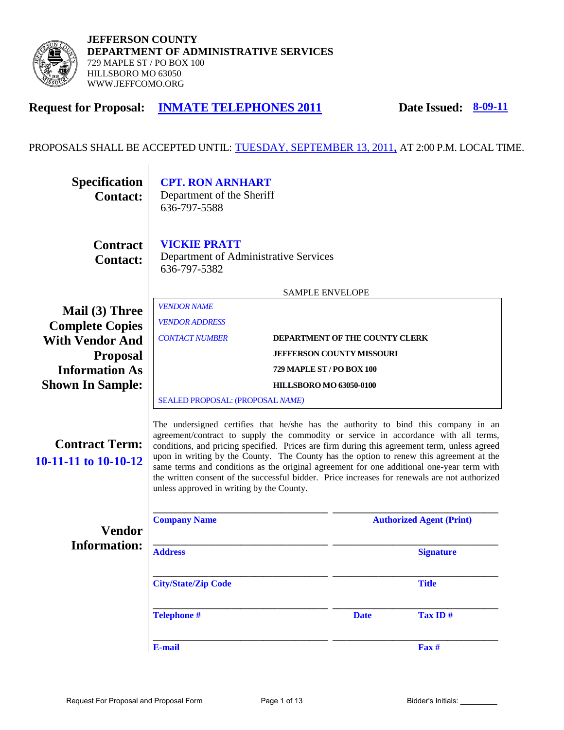**JEFFERSON COUNTY**
**DEPARTMENT OF ADMINISTRATIVE SERVICES**
729 MAPLE ST / PO BOX 100
HILLSBORO MO 63050
WWW.JEFFCOMO.ORG

## Request for Proposal: INMATE TELEPHONES 2011 — Date Issued: 8-09-11

PROPOSALS SHALL BE ACCEPTED UNTIL: TUESDAY, SEPTEMBER 13, 2011, AT 2:00 P.M. LOCAL TIME.

**Specification Contact:**
**CPT. RON ARNHART**
Department of the Sheriff
636-797-5588

**Contract Contact:**
**VICKIE PRATT**
Department of Administrative Services
636-797-5382

**Mail (3) Three Complete Copies With Vendor And Proposal Information As Shown In Sample:**

SAMPLE ENVELOPE

*VENDOR NAME*
*VENDOR ADDRESS*
*CONTACT NUMBER*

**DEPARTMENT OF THE COUNTY CLERK**
**JEFFERSON COUNTY MISSOURI**
**729 MAPLE ST / PO BOX 100**
**HILLSBORO MO 63050-0100**

SEALED PROPOSAL: (PROPOSAL *NAME)*

**Contract Term: 10-11-11 to 10-10-12**

The undersigned certifies that he/she has the authority to bind this company in an agreement/contract to supply the commodity or service in accordance with all terms, conditions, and pricing specified. Prices are firm during this agreement term, unless agreed upon in writing by the County. The County has the option to renew this agreement at the same terms and conditions as the original agreement for one additional one-year term with the written consent of the successful bidder. Price increases for renewals are not authorized unless approved in writing by the County.

**Vendor Information:**

| | |
|---|---|
| ____________________ **Company Name** | ____________________ **Authorized Agent (Print)** |
| ____________________ **Address** | ____________________ **Signature** |
| ____________________ **City/State/Zip Code** | ____________________ **Title** |
| ____________________ **Telephone #** | ____________________ **Date** **Tax ID #** |
| ____________________ **E-mail** | ____________________ **Fax #** |

Bidder's Initials: _________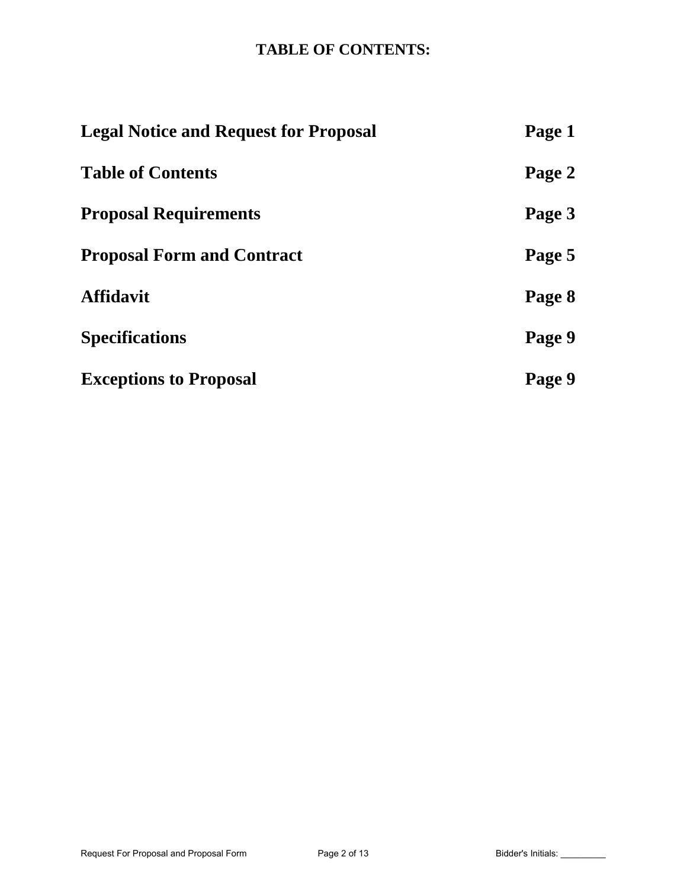# TABLE OF CONTENTS:

| | |
|---|---|
| **Legal Notice and Request for Proposal** | **Page 1** |
| **Table of Contents** | **Page 2** |
| **Proposal Requirements** | **Page 3** |
| **Proposal Form and Contract** | **Page 5** |
| **Affidavit** | **Page 8** |
| **Specifications** | **Page 9** |
| **Exceptions to Proposal** | **Page 9** |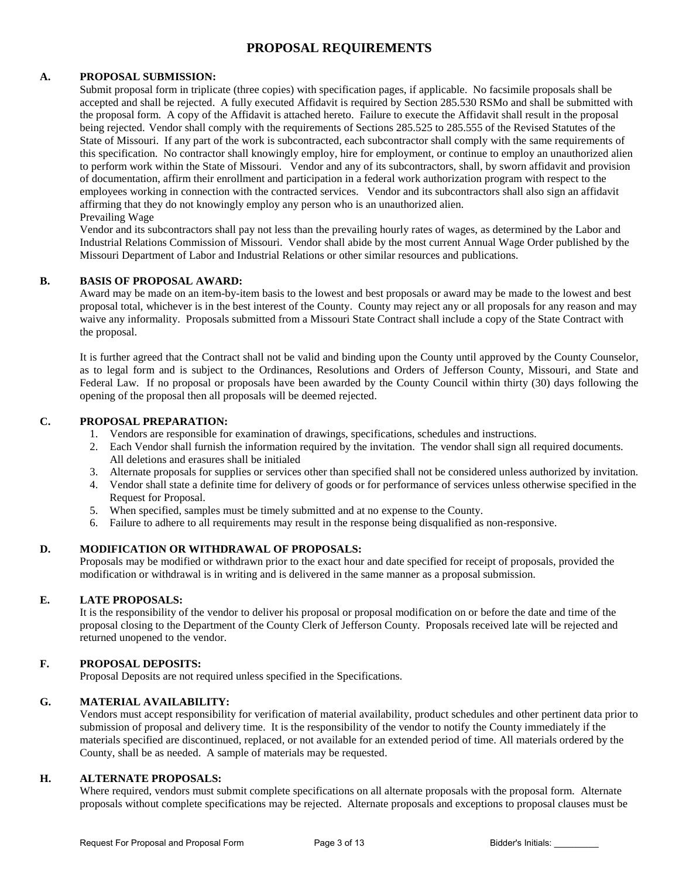# PROPOSAL REQUIREMENTS

## A. PROPOSAL SUBMISSION:

Submit proposal form in triplicate (three copies) with specification pages, if applicable. No facsimile proposals shall be accepted and shall be rejected. A fully executed Affidavit is required by Section 285.530 RSMo and shall be submitted with the proposal form. A copy of the Affidavit is attached hereto. Failure to execute the Affidavit shall result in the proposal being rejected. Vendor shall comply with the requirements of Sections 285.525 to 285.555 of the Revised Statutes of the State of Missouri. If any part of the work is subcontracted, each subcontractor shall comply with the same requirements of this specification. No contractor shall knowingly employ, hire for employment, or continue to employ an unauthorized alien to perform work within the State of Missouri. Vendor and any of its subcontractors, shall, by sworn affidavit and provision of documentation, affirm their enrollment and participation in a federal work authorization program with respect to the employees working in connection with the contracted services. Vendor and its subcontractors shall also sign an affidavit affirming that they do not knowingly employ any person who is an unauthorized alien.

Prevailing Wage

Vendor and its subcontractors shall pay not less than the prevailing hourly rates of wages, as determined by the Labor and Industrial Relations Commission of Missouri. Vendor shall abide by the most current Annual Wage Order published by the Missouri Department of Labor and Industrial Relations or other similar resources and publications.

## B. BASIS OF PROPOSAL AWARD:

Award may be made on an item-by-item basis to the lowest and best proposals or award may be made to the lowest and best proposal total, whichever is in the best interest of the County. County may reject any or all proposals for any reason and may waive any informality. Proposals submitted from a Missouri State Contract shall include a copy of the State Contract with the proposal.

It is further agreed that the Contract shall not be valid and binding upon the County until approved by the County Counselor, as to legal form and is subject to the Ordinances, Resolutions and Orders of Jefferson County, Missouri, and State and Federal Law. If no proposal or proposals have been awarded by the County Council within thirty (30) days following the opening of the proposal then all proposals will be deemed rejected.

## C. PROPOSAL PREPARATION:

1. Vendors are responsible for examination of drawings, specifications, schedules and instructions.
2. Each Vendor shall furnish the information required by the invitation. The vendor shall sign all required documents. All deletions and erasures shall be initialed
3. Alternate proposals for supplies or services other than specified shall not be considered unless authorized by invitation.
4. Vendor shall state a definite time for delivery of goods or for performance of services unless otherwise specified in the Request for Proposal.
5. When specified, samples must be timely submitted and at no expense to the County.
6. Failure to adhere to all requirements may result in the response being disqualified as non-responsive.

## D. MODIFICATION OR WITHDRAWAL OF PROPOSALS:

Proposals may be modified or withdrawn prior to the exact hour and date specified for receipt of proposals, provided the modification or withdrawal is in writing and is delivered in the same manner as a proposal submission.

## E. LATE PROPOSALS:

It is the responsibility of the vendor to deliver his proposal or proposal modification on or before the date and time of the proposal closing to the Department of the County Clerk of Jefferson County. Proposals received late will be rejected and returned unopened to the vendor.

## F. PROPOSAL DEPOSITS:

Proposal Deposits are not required unless specified in the Specifications.

## G. MATERIAL AVAILABILITY:

Vendors must accept responsibility for verification of material availability, product schedules and other pertinent data prior to submission of proposal and delivery time. It is the responsibility of the vendor to notify the County immediately if the materials specified are discontinued, replaced, or not available for an extended period of time. All materials ordered by the County, shall be as needed. A sample of materials may be requested.

## H. ALTERNATE PROPOSALS:

Where required, vendors must submit complete specifications on all alternate proposals with the proposal form. Alternate proposals without complete specifications may be rejected. Alternate proposals and exceptions to proposal clauses must be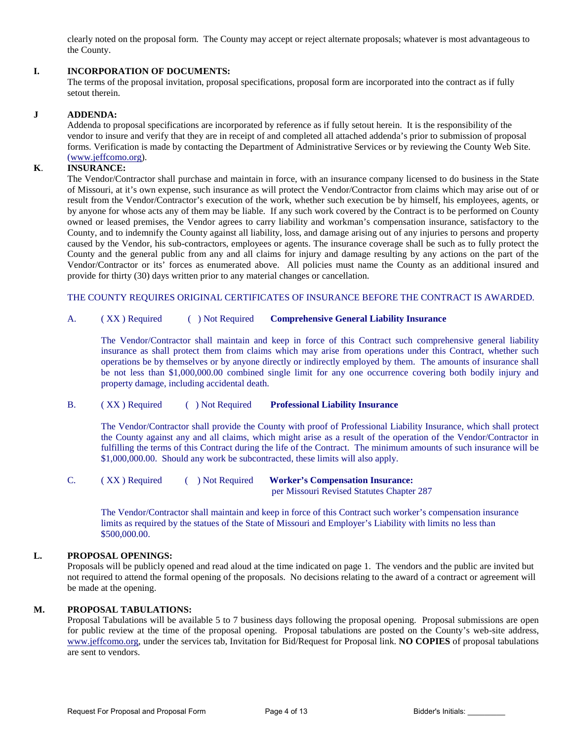clearly noted on the proposal form. The County may accept or reject alternate proposals; whatever is most advantageous to the County.

**I. INCORPORATION OF DOCUMENTS:**

The terms of the proposal invitation, proposal specifications, proposal form are incorporated into the contract as if fully setout therein.

**J ADDENDA:**

Addenda to proposal specifications are incorporated by reference as if fully setout herein. It is the responsibility of the vendor to insure and verify that they are in receipt of and completed all attached addenda's prior to submission of proposal forms. Verification is made by contacting the Department of Administrative Services or by reviewing the County Web Site. (www.jeffcomo.org).

**K. INSURANCE:**

The Vendor/Contractor shall purchase and maintain in force, with an insurance company licensed to do business in the State of Missouri, at it's own expense, such insurance as will protect the Vendor/Contractor from claims which may arise out of or result from the Vendor/Contractor's execution of the work, whether such execution be by himself, his employees, agents, or by anyone for whose acts any of them may be liable. If any such work covered by the Contract is to be performed on County owned or leased premises, the Vendor agrees to carry liability and workman's compensation insurance, satisfactory to the County, and to indemnify the County against all liability, loss, and damage arising out of any injuries to persons and property caused by the Vendor, his sub-contractors, employees or agents. The insurance coverage shall be such as to fully protect the County and the general public from any and all claims for injury and damage resulting by any actions on the part of the Vendor/Contractor or its' forces as enumerated above. All policies must name the County as an additional insured and provide for thirty (30) days written prior to any material changes or cancellation.

THE COUNTY REQUIRES ORIGINAL CERTIFICATES OF INSURANCE BEFORE THE CONTRACT IS AWARDED.

A. ( XX ) Required ( ) Not Required **Comprehensive General Liability Insurance**

The Vendor/Contractor shall maintain and keep in force of this Contract such comprehensive general liability insurance as shall protect them from claims which may arise from operations under this Contract, whether such operations be by themselves or by anyone directly or indirectly employed by them. The amounts of insurance shall be not less than $1,000,000.00 combined single limit for any one occurrence covering both bodily injury and property damage, including accidental death.

B. ( XX ) Required ( ) Not Required **Professional Liability Insurance**

The Vendor/Contractor shall provide the County with proof of Professional Liability Insurance, which shall protect the County against any and all claims, which might arise as a result of the operation of the Vendor/Contractor in fulfilling the terms of this Contract during the life of the Contract. The minimum amounts of such insurance will be $1,000,000.00. Should any work be subcontracted, these limits will also apply.

C. ( XX ) Required ( ) Not Required **Worker's Compensation Insurance:** per Missouri Revised Statutes Chapter 287

The Vendor/Contractor shall maintain and keep in force of this Contract such worker's compensation insurance limits as required by the statues of the State of Missouri and Employer's Liability with limits no less than $500,000.00.

**L. PROPOSAL OPENINGS:**

Proposals will be publicly opened and read aloud at the time indicated on page 1. The vendors and the public are invited but not required to attend the formal opening of the proposals. No decisions relating to the award of a contract or agreement will be made at the opening.

**M. PROPOSAL TABULATIONS:**

Proposal Tabulations will be available 5 to 7 business days following the proposal opening. Proposal submissions are open for public review at the time of the proposal opening. Proposal tabulations are posted on the County's web-site address, www.jeffcomo.org, under the services tab, Invitation for Bid/Request for Proposal link. **NO COPIES** of proposal tabulations are sent to vendors.

Bidder's Initials: _________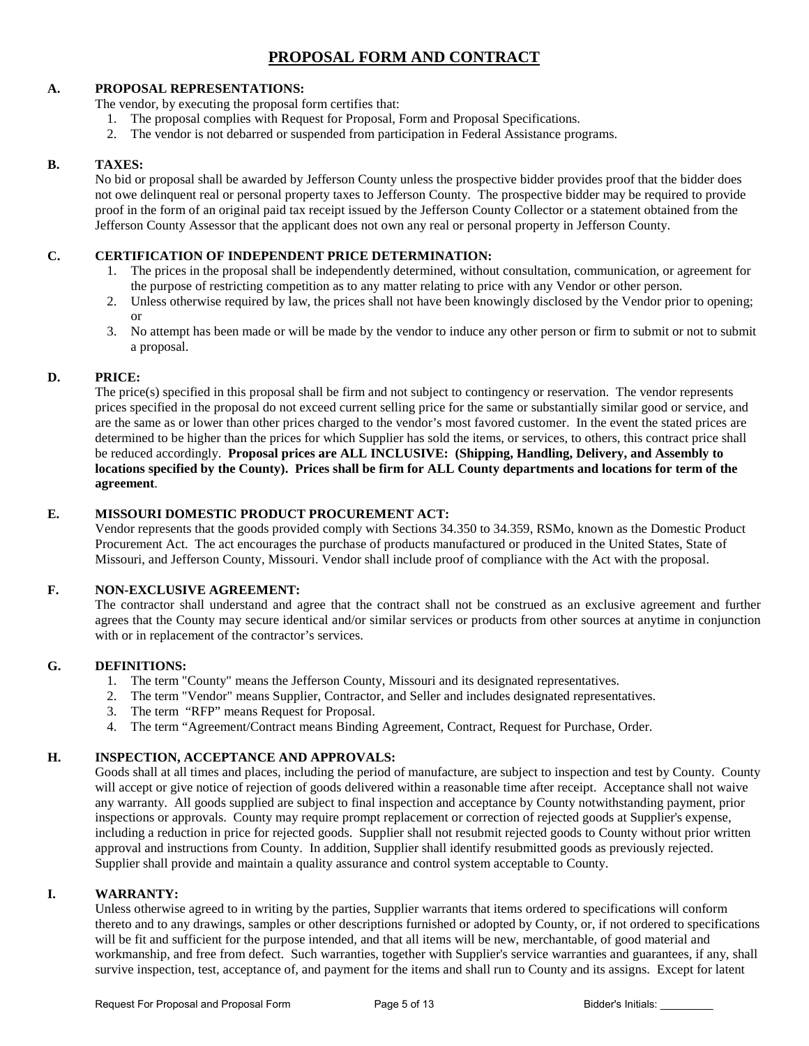# PROPOSAL FORM AND CONTRACT

**A. PROPOSAL REPRESENTATIONS:**

The vendor, by executing the proposal form certifies that:

1. The proposal complies with Request for Proposal, Form and Proposal Specifications.
2. The vendor is not debarred or suspended from participation in Federal Assistance programs.

**B. TAXES:**

No bid or proposal shall be awarded by Jefferson County unless the prospective bidder provides proof that the bidder does not owe delinquent real or personal property taxes to Jefferson County. The prospective bidder may be required to provide proof in the form of an original paid tax receipt issued by the Jefferson County Collector or a statement obtained from the Jefferson County Assessor that the applicant does not own any real or personal property in Jefferson County.

**C. CERTIFICATION OF INDEPENDENT PRICE DETERMINATION:**

1. The prices in the proposal shall be independently determined, without consultation, communication, or agreement for the purpose of restricting competition as to any matter relating to price with any Vendor or other person.
2. Unless otherwise required by law, the prices shall not have been knowingly disclosed by the Vendor prior to opening; or
3. No attempt has been made or will be made by the vendor to induce any other person or firm to submit or not to submit a proposal.

**D. PRICE:**

The price(s) specified in this proposal shall be firm and not subject to contingency or reservation. The vendor represents prices specified in the proposal do not exceed current selling price for the same or substantially similar good or service, and are the same as or lower than other prices charged to the vendor's most favored customer. In the event the stated prices are determined to be higher than the prices for which Supplier has sold the items, or services, to others, this contract price shall be reduced accordingly. **Proposal prices are ALL INCLUSIVE: (Shipping, Handling, Delivery, and Assembly to locations specified by the County). Prices shall be firm for ALL County departments and locations for term of the agreement**.

**E. MISSOURI DOMESTIC PRODUCT PROCUREMENT ACT:**

Vendor represents that the goods provided comply with Sections 34.350 to 34.359, RSMo, known as the Domestic Product Procurement Act. The act encourages the purchase of products manufactured or produced in the United States, State of Missouri, and Jefferson County, Missouri. Vendor shall include proof of compliance with the Act with the proposal.

**F. NON-EXCLUSIVE AGREEMENT:**

The contractor shall understand and agree that the contract shall not be construed as an exclusive agreement and further agrees that the County may secure identical and/or similar services or products from other sources at anytime in conjunction with or in replacement of the contractor's services.

**G. DEFINITIONS:**

1. The term "County" means the Jefferson County, Missouri and its designated representatives.
2. The term "Vendor" means Supplier, Contractor, and Seller and includes designated representatives.
3. The term "RFP" means Request for Proposal.
4. The term "Agreement/Contract means Binding Agreement, Contract, Request for Purchase, Order.

**H. INSPECTION, ACCEPTANCE AND APPROVALS:**

Goods shall at all times and places, including the period of manufacture, are subject to inspection and test by County. County will accept or give notice of rejection of goods delivered within a reasonable time after receipt. Acceptance shall not waive any warranty. All goods supplied are subject to final inspection and acceptance by County notwithstanding payment, prior inspections or approvals. County may require prompt replacement or correction of rejected goods at Supplier's expense, including a reduction in price for rejected goods. Supplier shall not resubmit rejected goods to County without prior written approval and instructions from County. In addition, Supplier shall identify resubmitted goods as previously rejected. Supplier shall provide and maintain a quality assurance and control system acceptable to County.

**I. WARRANTY:**

Unless otherwise agreed to in writing by the parties, Supplier warrants that items ordered to specifications will conform thereto and to any drawings, samples or other descriptions furnished or adopted by County, or, if not ordered to specifications will be fit and sufficient for the purpose intended, and that all items will be new, merchantable, of good material and workmanship, and free from defect. Such warranties, together with Supplier's service warranties and guarantees, if any, shall survive inspection, test, acceptance of, and payment for the items and shall run to County and its assigns. Except for latent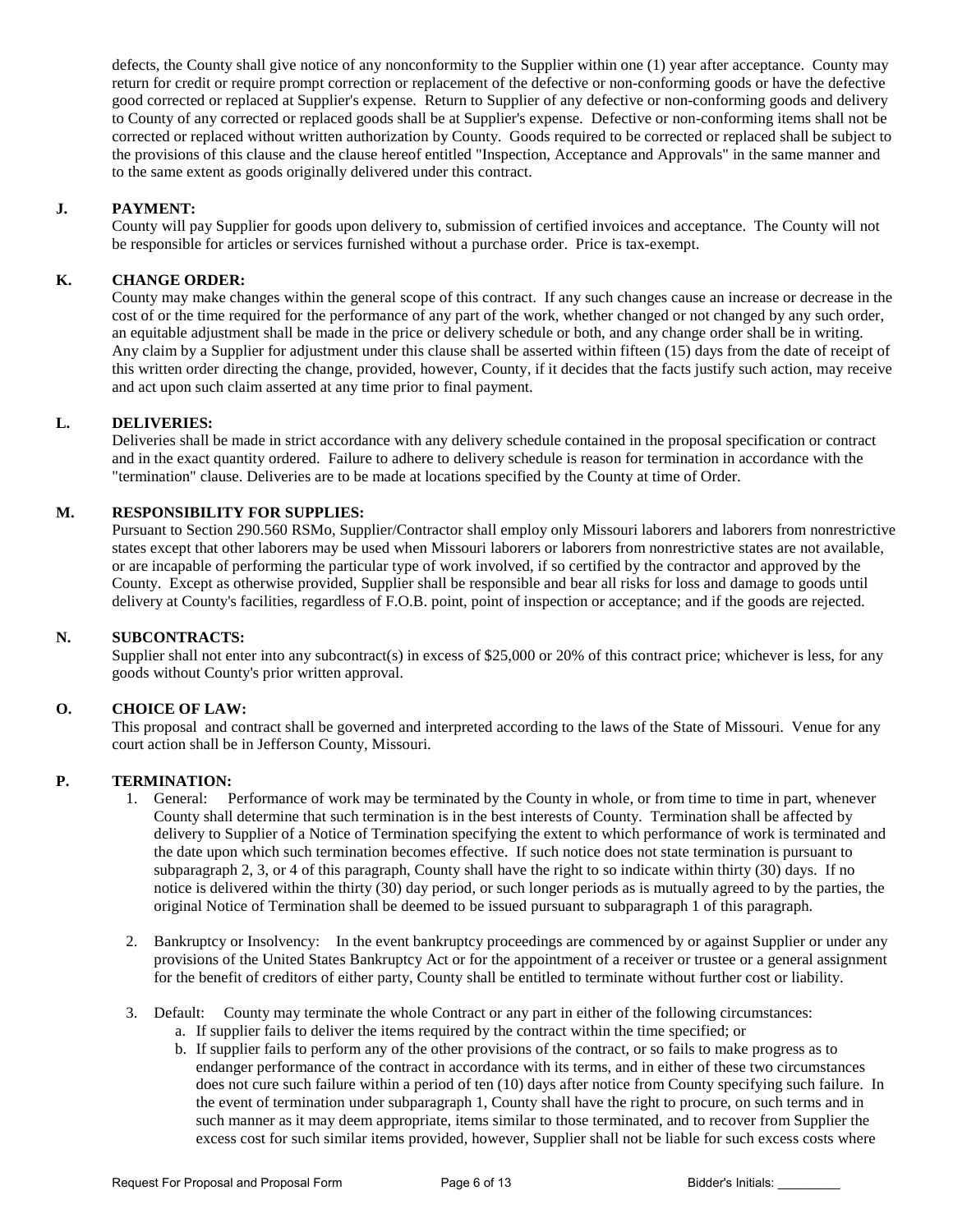defects, the County shall give notice of any nonconformity to the Supplier within one (1) year after acceptance. County may return for credit or require prompt correction or replacement of the defective or non-conforming goods or have the defective good corrected or replaced at Supplier's expense. Return to Supplier of any defective or non-conforming goods and delivery to County of any corrected or replaced goods shall be at Supplier's expense. Defective or non-conforming items shall not be corrected or replaced without written authorization by County. Goods required to be corrected or replaced shall be subject to the provisions of this clause and the clause hereof entitled "Inspection, Acceptance and Approvals" in the same manner and to the same extent as goods originally delivered under this contract.

**J. PAYMENT:**

County will pay Supplier for goods upon delivery to, submission of certified invoices and acceptance. The County will not be responsible for articles or services furnished without a purchase order. Price is tax-exempt.

**K. CHANGE ORDER:**

County may make changes within the general scope of this contract. If any such changes cause an increase or decrease in the cost of or the time required for the performance of any part of the work, whether changed or not changed by any such order, an equitable adjustment shall be made in the price or delivery schedule or both, and any change order shall be in writing. Any claim by a Supplier for adjustment under this clause shall be asserted within fifteen (15) days from the date of receipt of this written order directing the change, provided, however, County, if it decides that the facts justify such action, may receive and act upon such claim asserted at any time prior to final payment.

**L. DELIVERIES:**

Deliveries shall be made in strict accordance with any delivery schedule contained in the proposal specification or contract and in the exact quantity ordered. Failure to adhere to delivery schedule is reason for termination in accordance with the "termination" clause. Deliveries are to be made at locations specified by the County at time of Order.

**M. RESPONSIBILITY FOR SUPPLIES:**

Pursuant to Section 290.560 RSMo, Supplier/Contractor shall employ only Missouri laborers and laborers from nonrestrictive states except that other laborers may be used when Missouri laborers or laborers from nonrestrictive states are not available, or are incapable of performing the particular type of work involved, if so certified by the contractor and approved by the County. Except as otherwise provided, Supplier shall be responsible and bear all risks for loss and damage to goods until delivery at County's facilities, regardless of F.O.B. point, point of inspection or acceptance; and if the goods are rejected.

**N. SUBCONTRACTS:**

Supplier shall not enter into any subcontract(s) in excess of $25,000 or 20% of this contract price; whichever is less, for any goods without County's prior written approval.

**O. CHOICE OF LAW:**

This proposal and contract shall be governed and interpreted according to the laws of the State of Missouri. Venue for any court action shall be in Jefferson County, Missouri.

**P. TERMINATION:**

1. General: Performance of work may be terminated by the County in whole, or from time to time in part, whenever County shall determine that such termination is in the best interests of County. Termination shall be affected by delivery to Supplier of a Notice of Termination specifying the extent to which performance of work is terminated and the date upon which such termination becomes effective. If such notice does not state termination is pursuant to subparagraph 2, 3, or 4 of this paragraph, County shall have the right to so indicate within thirty (30) days. If no notice is delivered within the thirty (30) day period, or such longer periods as is mutually agreed to by the parties, the original Notice of Termination shall be deemed to be issued pursuant to subparagraph 1 of this paragraph.

2. Bankruptcy or Insolvency: In the event bankruptcy proceedings are commenced by or against Supplier or under any provisions of the United States Bankruptcy Act or for the appointment of a receiver or trustee or a general assignment for the benefit of creditors of either party, County shall be entitled to terminate without further cost or liability.

3. Default: County may terminate the whole Contract or any part in either of the following circumstances:
   a. If supplier fails to deliver the items required by the contract within the time specified; or
   b. If supplier fails to perform any of the other provisions of the contract, or so fails to make progress as to endanger performance of the contract in accordance with its terms, and in either of these two circumstances does not cure such failure within a period of ten (10) days after notice from County specifying such failure. In the event of termination under subparagraph 1, County shall have the right to procure, on such terms and in such manner as it may deem appropriate, items similar to those terminated, and to recover from Supplier the excess cost for such similar items provided, however, Supplier shall not be liable for such excess costs where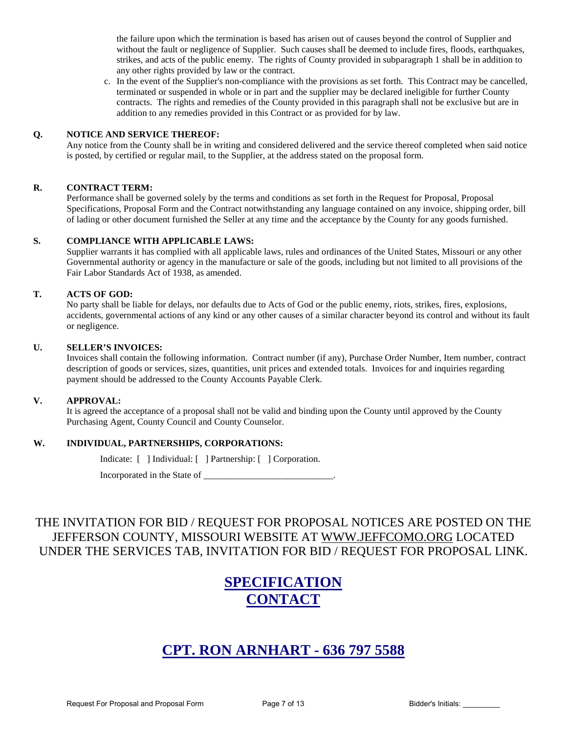the failure upon which the termination is based has arisen out of causes beyond the control of Supplier and without the fault or negligence of Supplier. Such causes shall be deemed to include fires, floods, earthquakes, strikes, and acts of the public enemy. The rights of County provided in subparagraph 1 shall be in addition to any other rights provided by law or the contract.

c. In the event of the Supplier's non-compliance with the provisions as set forth. This Contract may be cancelled, terminated or suspended in whole or in part and the supplier may be declared ineligible for further County contracts. The rights and remedies of the County provided in this paragraph shall not be exclusive but are in addition to any remedies provided in this Contract or as provided for by law.

**Q. NOTICE AND SERVICE THEREOF:**

Any notice from the County shall be in writing and considered delivered and the service thereof completed when said notice is posted, by certified or regular mail, to the Supplier, at the address stated on the proposal form.

**R. CONTRACT TERM:**

Performance shall be governed solely by the terms and conditions as set forth in the Request for Proposal, Proposal Specifications, Proposal Form and the Contract notwithstanding any language contained on any invoice, shipping order, bill of lading or other document furnished the Seller at any time and the acceptance by the County for any goods furnished.

**S. COMPLIANCE WITH APPLICABLE LAWS:**

Supplier warrants it has complied with all applicable laws, rules and ordinances of the United States, Missouri or any other Governmental authority or agency in the manufacture or sale of the goods, including but not limited to all provisions of the Fair Labor Standards Act of 1938, as amended.

**T. ACTS OF GOD:**

No party shall be liable for delays, nor defaults due to Acts of God or the public enemy, riots, strikes, fires, explosions, accidents, governmental actions of any kind or any other causes of a similar character beyond its control and without its fault or negligence.

**U. SELLER'S INVOICES:**

Invoices shall contain the following information. Contract number (if any), Purchase Order Number, Item number, contract description of goods or services, sizes, quantities, unit prices and extended totals. Invoices for and inquiries regarding payment should be addressed to the County Accounts Payable Clerk.

**V. APPROVAL:**

It is agreed the acceptance of a proposal shall not be valid and binding upon the County until approved by the County Purchasing Agent, County Council and County Counselor.

**W. INDIVIDUAL, PARTNERSHIPS, CORPORATIONS:**

Indicate: [ ] Individual: [ ] Partnership: [ ] Corporation.

Incorporated in the State of ____________________________.

THE INVITATION FOR BID / REQUEST FOR PROPOSAL NOTICES ARE POSTED ON THE JEFFERSON COUNTY, MISSOURI WEBSITE AT WWW.JEFFCOMO.ORG LOCATED UNDER THE SERVICES TAB, INVITATION FOR BID / REQUEST FOR PROPOSAL LINK.

**SPECIFICATION CONTACT**

**CPT. RON ARNHART - 636 797 5588**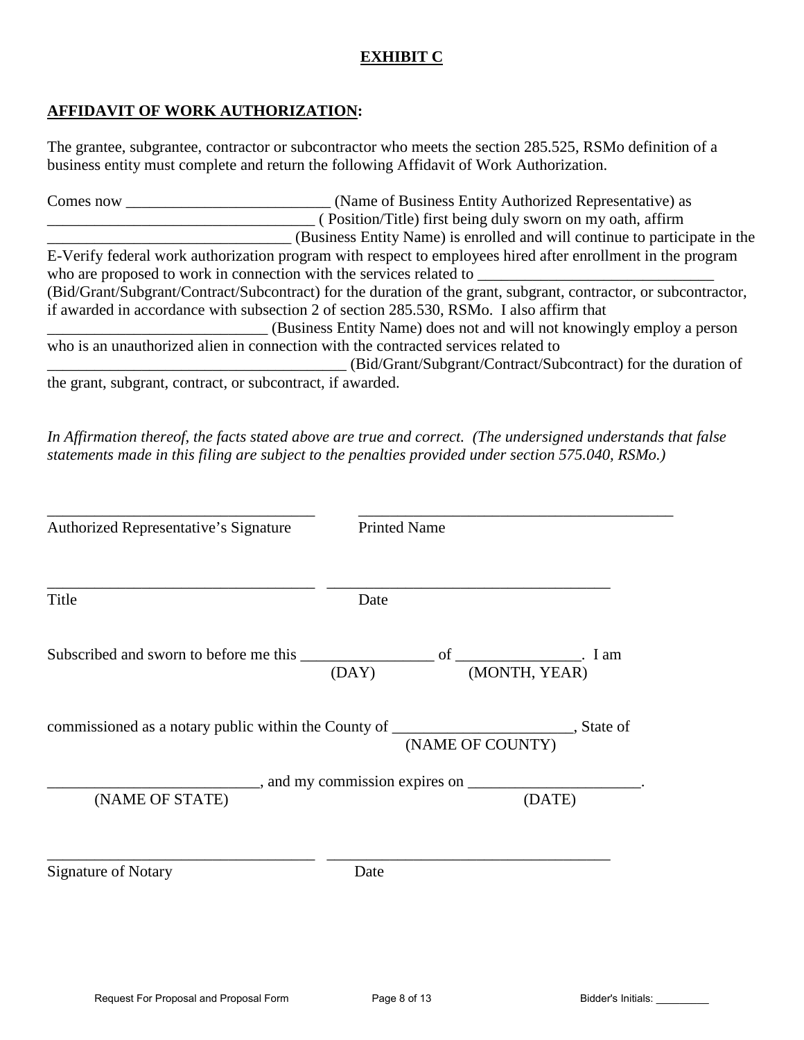**EXHIBIT C**

**AFFIDAVIT OF WORK AUTHORIZATION:**

The grantee, subgrantee, contractor or subcontractor who meets the section 285.525, RSMo definition of a business entity must complete and return the following Affidavit of Work Authorization.

Comes now __________________________ (Name of Business Entity Authorized Representative) as __________________________________ ( Position/Title) first being duly sworn on my oath, affirm _______________________________ (Business Entity Name) is enrolled and will continue to participate in the E-Verify federal work authorization program with respect to employees hired after enrollment in the program who are proposed to work in connection with the services related to ______________________________ (Bid/Grant/Subgrant/Contract/Subcontract) for the duration of the grant, subgrant, contractor, or subcontractor, if awarded in accordance with subsection 2 of section 285.530, RSMo. I also affirm that ____________________________ (Business Entity Name) does not and will not knowingly employ a person who is an unauthorized alien in connection with the contracted services related to ______________________________________ (Bid/Grant/Subgrant/Contract/Subcontract) for the duration of the grant, subgrant, contract, or subcontract, if awarded.

*In Affirmation thereof, the facts stated above are true and correct. (The undersigned understands that false statements made in this filing are subject to the penalties provided under section 575.040, RSMo.)*

___________________________________ ________________________________________
Authorized Representative's Signature Printed Name

___________________________________ ____________________________________
Title Date

Subscribed and sworn to before me this _________________ of ________________. I am
(DAY) (MONTH, YEAR)

commissioned as a notary public within the County of _______________________, State of
(NAME OF COUNTY)

__________________________, and my commission expires on ______________________.
(NAME OF STATE) (DATE)

___________________________________ ____________________________________
Signature of Notary Date

Request For Proposal and Proposal Form Bidder's Initials: _________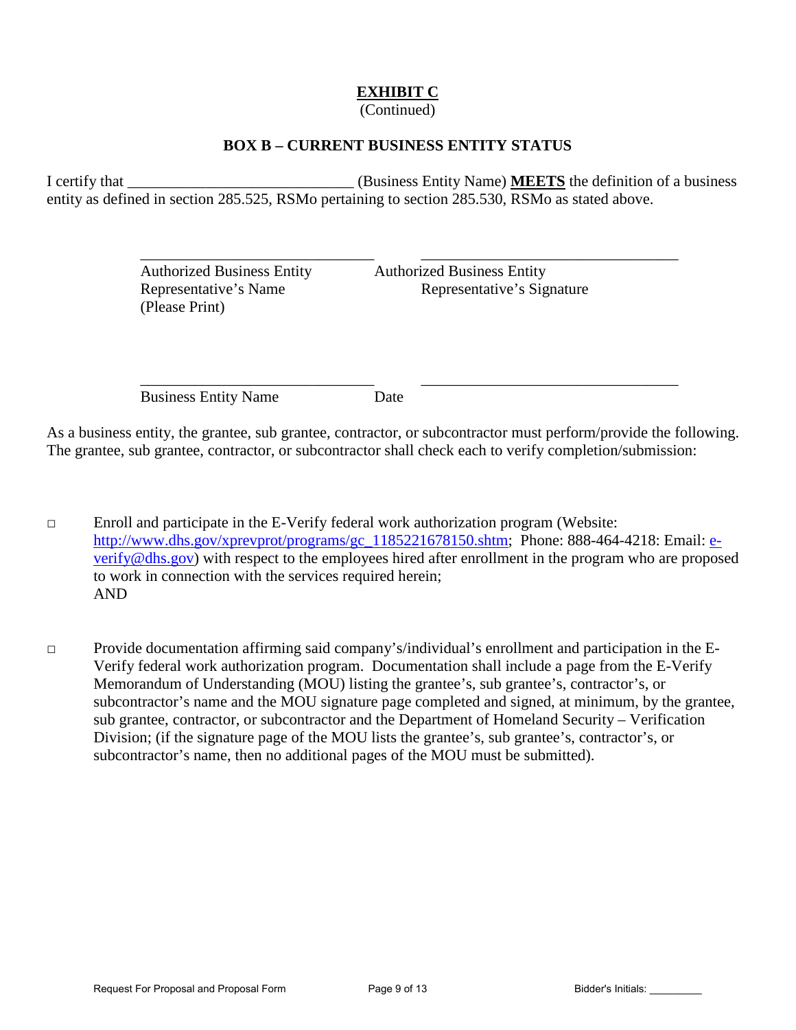**EXHIBIT C**
(Continued)

**BOX B – CURRENT BUSINESS ENTITY STATUS**

I certify that ______________________________ (Business Entity Name) **MEETS** the definition of a business entity as defined in section 285.525, RSMo pertaining to section 285.530, RSMo as stated above.

| _______________________________ | _______________________________ |
|---|---|
| Authorized Business Entity Representative's Name (Please Print) | Authorized Business Entity Representative's Signature |
| _______________________________ | _______________________________ |
| Business Entity Name | Date |

As a business entity, the grantee, sub grantee, contractor, or subcontractor must perform/provide the following. The grantee, sub grantee, contractor, or subcontractor shall check each to verify completion/submission:

□ Enroll and participate in the E-Verify federal work authorization program (Website: http://www.dhs.gov/xprevprot/programs/gc_1185221678150.shtm; Phone: 888-464-4218: Email: e-verify@dhs.gov) with respect to the employees hired after enrollment in the program who are proposed to work in connection with the services required herein;
AND

□ Provide documentation affirming said company's/individual's enrollment and participation in the E-Verify federal work authorization program. Documentation shall include a page from the E-Verify Memorandum of Understanding (MOU) listing the grantee's, sub grantee's, contractor's, or subcontractor's name and the MOU signature page completed and signed, at minimum, by the grantee, sub grantee, contractor, or subcontractor and the Department of Homeland Security – Verification Division; (if the signature page of the MOU lists the grantee's, sub grantee's, contractor's, or subcontractor's name, then no additional pages of the MOU must be submitted).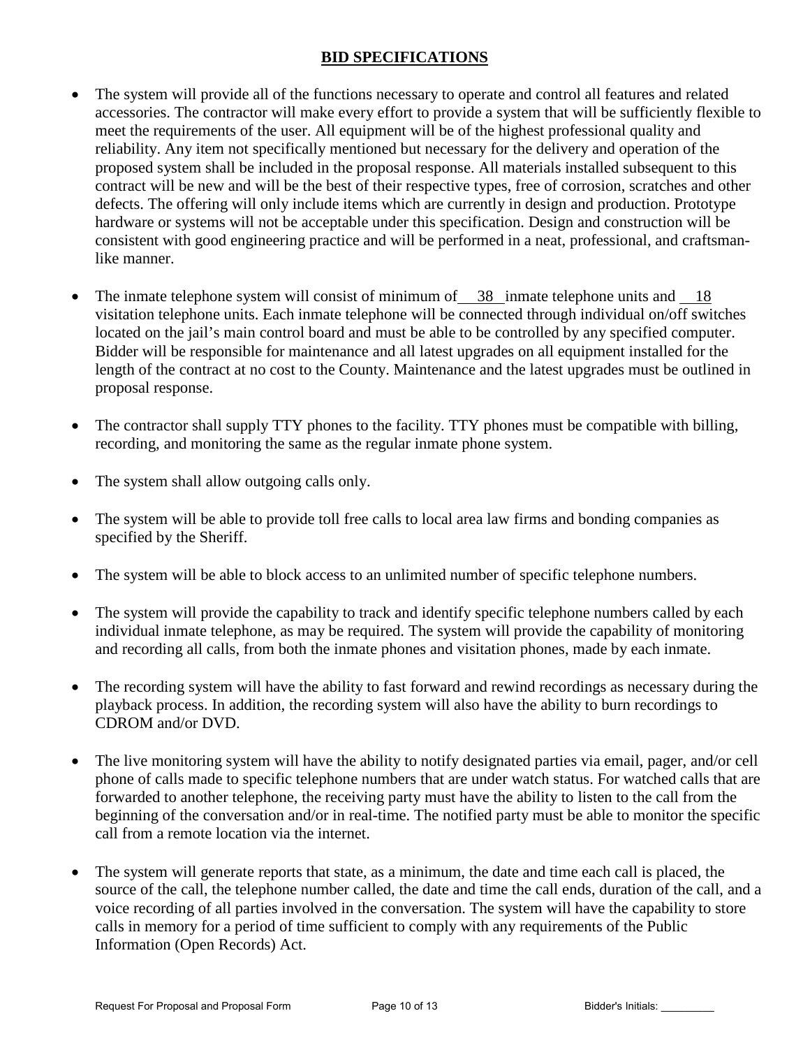## **BID SPECIFICATIONS**

- The system will provide all of the functions necessary to operate and control all features and related accessories. The contractor will make every effort to provide a system that will be sufficiently flexible to meet the requirements of the user. All equipment will be of the highest professional quality and reliability. Any item not specifically mentioned but necessary for the delivery and operation of the proposed system shall be included in the proposal response. All materials installed subsequent to this contract will be new and will be the best of their respective types, free of corrosion, scratches and other defects. The offering will only include items which are currently in design and production. Prototype hardware or systems will not be acceptable under this specification. Design and construction will be consistent with good engineering practice and will be performed in a neat, professional, and craftsman-like manner.

- The inmate telephone system will consist of minimum of 38 inmate telephone units and 18 visitation telephone units. Each inmate telephone will be connected through individual on/off switches located on the jail's main control board and must be able to be controlled by any specified computer. Bidder will be responsible for maintenance and all latest upgrades on all equipment installed for the length of the contract at no cost to the County. Maintenance and the latest upgrades must be outlined in proposal response.

- The contractor shall supply TTY phones to the facility. TTY phones must be compatible with billing, recording, and monitoring the same as the regular inmate phone system.

- The system shall allow outgoing calls only.

- The system will be able to provide toll free calls to local area law firms and bonding companies as specified by the Sheriff.

- The system will be able to block access to an unlimited number of specific telephone numbers.

- The system will provide the capability to track and identify specific telephone numbers called by each individual inmate telephone, as may be required. The system will provide the capability of monitoring and recording all calls, from both the inmate phones and visitation phones, made by each inmate.

- The recording system will have the ability to fast forward and rewind recordings as necessary during the playback process. In addition, the recording system will also have the ability to burn recordings to CDROM and/or DVD.

- The live monitoring system will have the ability to notify designated parties via email, pager, and/or cell phone of calls made to specific telephone numbers that are under watch status. For watched calls that are forwarded to another telephone, the receiving party must have the ability to listen to the call from the beginning of the conversation and/or in real-time. The notified party must be able to monitor the specific call from a remote location via the internet.

- The system will generate reports that state, as a minimum, the date and time each call is placed, the source of the call, the telephone number called, the date and time the call ends, duration of the call, and a voice recording of all parties involved in the conversation. The system will have the capability to store calls in memory for a period of time sufficient to comply with any requirements of the Public Information (Open Records) Act.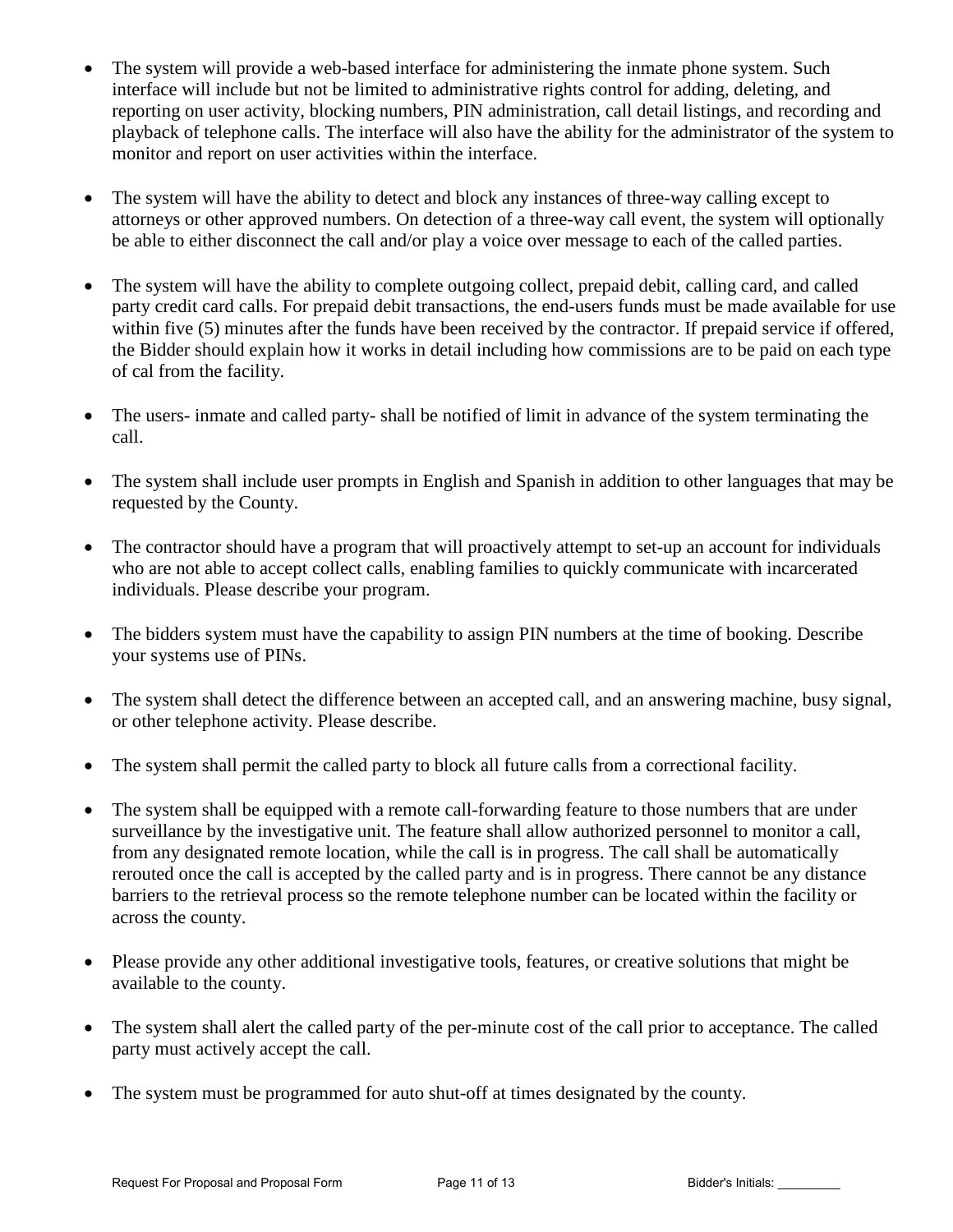- The system will provide a web-based interface for administering the inmate phone system. Such interface will include but not be limited to administrative rights control for adding, deleting, and reporting on user activity, blocking numbers, PIN administration, call detail listings, and recording and playback of telephone calls. The interface will also have the ability for the administrator of the system to monitor and report on user activities within the interface.

- The system will have the ability to detect and block any instances of three-way calling except to attorneys or other approved numbers. On detection of a three-way call event, the system will optionally be able to either disconnect the call and/or play a voice over message to each of the called parties.

- The system will have the ability to complete outgoing collect, prepaid debit, calling card, and called party credit card calls. For prepaid debit transactions, the end-users funds must be made available for use within five (5) minutes after the funds have been received by the contractor. If prepaid service if offered, the Bidder should explain how it works in detail including how commissions are to be paid on each type of cal from the facility.

- The users- inmate and called party- shall be notified of limit in advance of the system terminating the call.

- The system shall include user prompts in English and Spanish in addition to other languages that may be requested by the County.

- The contractor should have a program that will proactively attempt to set-up an account for individuals who are not able to accept collect calls, enabling families to quickly communicate with incarcerated individuals. Please describe your program.

- The bidders system must have the capability to assign PIN numbers at the time of booking. Describe your systems use of PINs.

- The system shall detect the difference between an accepted call, and an answering machine, busy signal, or other telephone activity. Please describe.

- The system shall permit the called party to block all future calls from a correctional facility.

- The system shall be equipped with a remote call-forwarding feature to those numbers that are under surveillance by the investigative unit. The feature shall allow authorized personnel to monitor a call, from any designated remote location, while the call is in progress. The call shall be automatically rerouted once the call is accepted by the called party and is in progress. There cannot be any distance barriers to the retrieval process so the remote telephone number can be located within the facility or across the county.

- Please provide any other additional investigative tools, features, or creative solutions that might be available to the county.

- The system shall alert the called party of the per-minute cost of the call prior to acceptance. The called party must actively accept the call.

- The system must be programmed for auto shut-off at times designated by the county.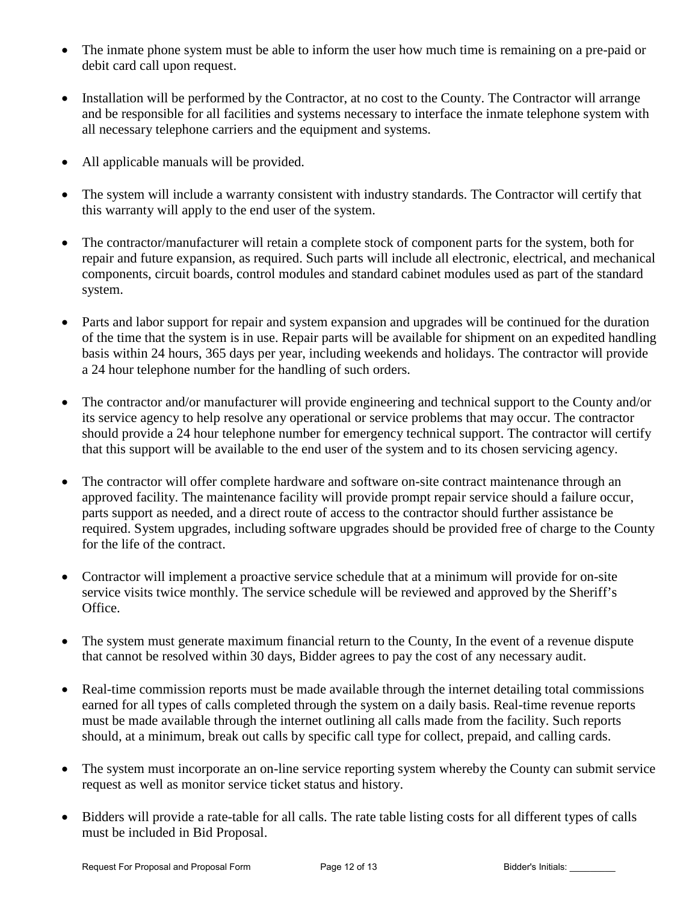- The inmate phone system must be able to inform the user how much time is remaining on a pre-paid or debit card call upon request.

- Installation will be performed by the Contractor, at no cost to the County. The Contractor will arrange and be responsible for all facilities and systems necessary to interface the inmate telephone system with all necessary telephone carriers and the equipment and systems.

- All applicable manuals will be provided.

- The system will include a warranty consistent with industry standards. The Contractor will certify that this warranty will apply to the end user of the system.

- The contractor/manufacturer will retain a complete stock of component parts for the system, both for repair and future expansion, as required. Such parts will include all electronic, electrical, and mechanical components, circuit boards, control modules and standard cabinet modules used as part of the standard system.

- Parts and labor support for repair and system expansion and upgrades will be continued for the duration of the time that the system is in use. Repair parts will be available for shipment on an expedited handling basis within 24 hours, 365 days per year, including weekends and holidays. The contractor will provide a 24 hour telephone number for the handling of such orders.

- The contractor and/or manufacturer will provide engineering and technical support to the County and/or its service agency to help resolve any operational or service problems that may occur. The contractor should provide a 24 hour telephone number for emergency technical support. The contractor will certify that this support will be available to the end user of the system and to its chosen servicing agency.

- The contractor will offer complete hardware and software on-site contract maintenance through an approved facility. The maintenance facility will provide prompt repair service should a failure occur, parts support as needed, and a direct route of access to the contractor should further assistance be required. System upgrades, including software upgrades should be provided free of charge to the County for the life of the contract.

- Contractor will implement a proactive service schedule that at a minimum will provide for on-site service visits twice monthly. The service schedule will be reviewed and approved by the Sheriff's Office.

- The system must generate maximum financial return to the County, In the event of a revenue dispute that cannot be resolved within 30 days, Bidder agrees to pay the cost of any necessary audit.

- Real-time commission reports must be made available through the internet detailing total commissions earned for all types of calls completed through the system on a daily basis. Real-time revenue reports must be made available through the internet outlining all calls made from the facility. Such reports should, at a minimum, break out calls by specific call type for collect, prepaid, and calling cards.

- The system must incorporate an on-line service reporting system whereby the County can submit service request as well as monitor service ticket status and history.

- Bidders will provide a rate-table for all calls. The rate table listing costs for all different types of calls must be included in Bid Proposal.

Bidder's Initials: _________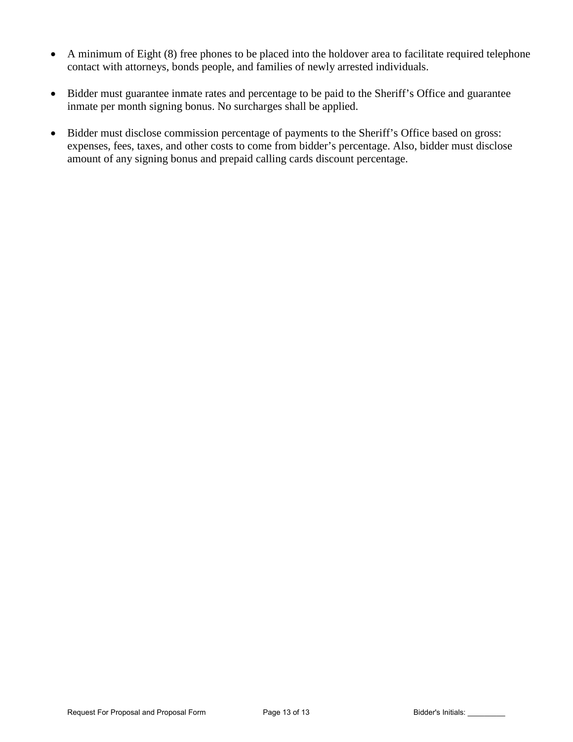- A minimum of Eight (8) free phones to be placed into the holdover area to facilitate required telephone contact with attorneys, bonds people, and families of newly arrested individuals.

- Bidder must guarantee inmate rates and percentage to be paid to the Sheriff's Office and guarantee inmate per month signing bonus. No surcharges shall be applied.

- Bidder must disclose commission percentage of payments to the Sheriff's Office based on gross: expenses, fees, taxes, and other costs to come from bidder's percentage. Also, bidder must disclose amount of any signing bonus and prepaid calling cards discount percentage.